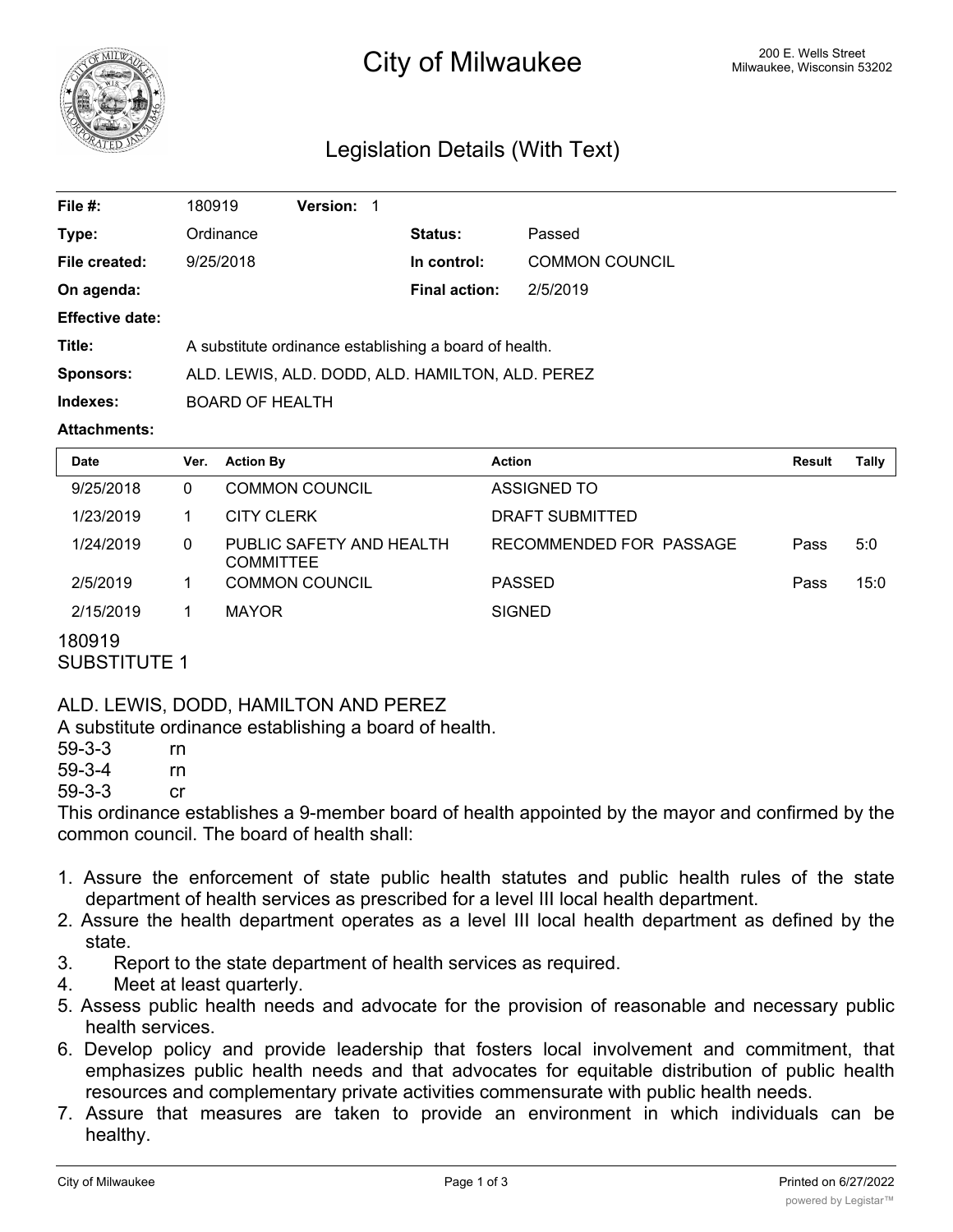# City of Milwaukee

200 E. Wells Street
Milwaukee, Wisconsin 53202

## Legislation Details (With Text)

| | | | |
|---|---|---|---|
| **File #:** | 180919 **Version:** 1 | | |
| **Type:** | Ordinance | **Status:** | Passed |
| **File created:** | 9/25/2018 | **In control:** | COMMON COUNCIL |
| **On agenda:** | | **Final action:** | 2/5/2019 |
| **Effective date:** | | | |
| **Title:** | A substitute ordinance establishing a board of health. | | |
| **Sponsors:** | ALD. LEWIS, ALD. DODD, ALD. HAMILTON, ALD. PEREZ | | |
| **Indexes:** | BOARD OF HEALTH | | |
| **Attachments:** | | | |

| Date | Ver. | Action By | Action | Result | Tally |
|---|---|---|---|---|---|
| 9/25/2018 | 0 | COMMON COUNCIL | ASSIGNED TO | | |
| 1/23/2019 | 1 | CITY CLERK | DRAFT SUBMITTED | | |
| 1/24/2019 | 0 | PUBLIC SAFETY AND HEALTH COMMITTEE | RECOMMENDED FOR PASSAGE | Pass | 5:0 |
| 2/5/2019 | 1 | COMMON COUNCIL | PASSED | Pass | 15:0 |
| 2/15/2019 | 1 | MAYOR | SIGNED | | |

180919
SUBSTITUTE 1

ALD. LEWIS, DODD, HAMILTON AND PEREZ
A substitute ordinance establishing a board of health.
59-3-3 rn
59-3-4 rn
59-3-3 cr

This ordinance establishes a 9-member board of health appointed by the mayor and confirmed by the common council. The board of health shall:

1. Assure the enforcement of state public health statutes and public health rules of the state department of health services as prescribed for a level III local health department.
2. Assure the health department operates as a level III local health department as defined by the state.
3. Report to the state department of health services as required.
4. Meet at least quarterly.
5. Assess public health needs and advocate for the provision of reasonable and necessary public health services.
6. Develop policy and provide leadership that fosters local involvement and commitment, that emphasizes public health needs and that advocates for equitable distribution of public health resources and complementary private activities commensurate with public health needs.
7. Assure that measures are taken to provide an environment in which individuals can be healthy.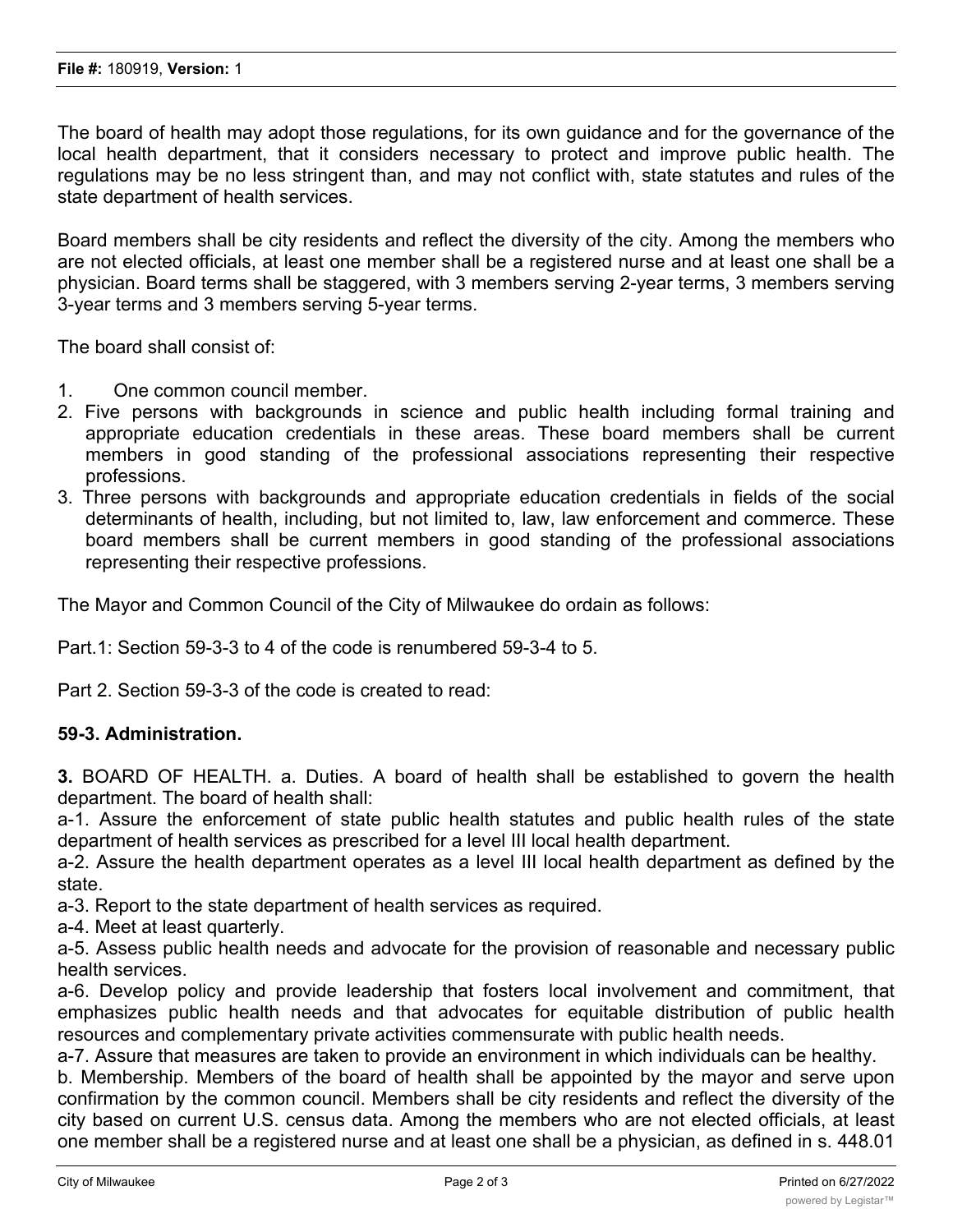The board of health may adopt those regulations, for its own guidance and for the governance of the local health department, that it considers necessary to protect and improve public health. The regulations may be no less stringent than, and may not conflict with, state statutes and rules of the state department of health services.

Board members shall be city residents and reflect the diversity of the city. Among the members who are not elected officials, at least one member shall be a registered nurse and at least one shall be a physician. Board terms shall be staggered, with 3 members serving 2-year terms, 3 members serving 3-year terms and 3 members serving 5-year terms.

The board shall consist of:

1. One common council member.
2. Five persons with backgrounds in science and public health including formal training and appropriate education credentials in these areas. These board members shall be current members in good standing of the professional associations representing their respective professions.
3. Three persons with backgrounds and appropriate education credentials in fields of the social determinants of health, including, but not limited to, law, law enforcement and commerce. These board members shall be current members in good standing of the professional associations representing their respective professions.

The Mayor and Common Council of the City of Milwaukee do ordain as follows:

Part.1: Section 59-3-3 to 4 of the code is renumbered 59-3-4 to 5.

Part 2. Section 59-3-3 of the code is created to read:

**59-3. Administration.**

**3.** BOARD OF HEALTH. a. Duties. A board of health shall be established to govern the health department. The board of health shall:

a-1. Assure the enforcement of state public health statutes and public health rules of the state department of health services as prescribed for a level III local health department.

a-2. Assure the health department operates as a level III local health department as defined by the state.

a-3. Report to the state department of health services as required.

a-4. Meet at least quarterly.

a-5. Assess public health needs and advocate for the provision of reasonable and necessary public health services.

a-6. Develop policy and provide leadership that fosters local involvement and commitment, that emphasizes public health needs and that advocates for equitable distribution of public health resources and complementary private activities commensurate with public health needs.

a-7. Assure that measures are taken to provide an environment in which individuals can be healthy.

b. Membership. Members of the board of health shall be appointed by the mayor and serve upon confirmation by the common council. Members shall be city residents and reflect the diversity of the city based on current U.S. census data. Among the members who are not elected officials, at least one member shall be a registered nurse and at least one shall be a physician, as defined in s. 448.01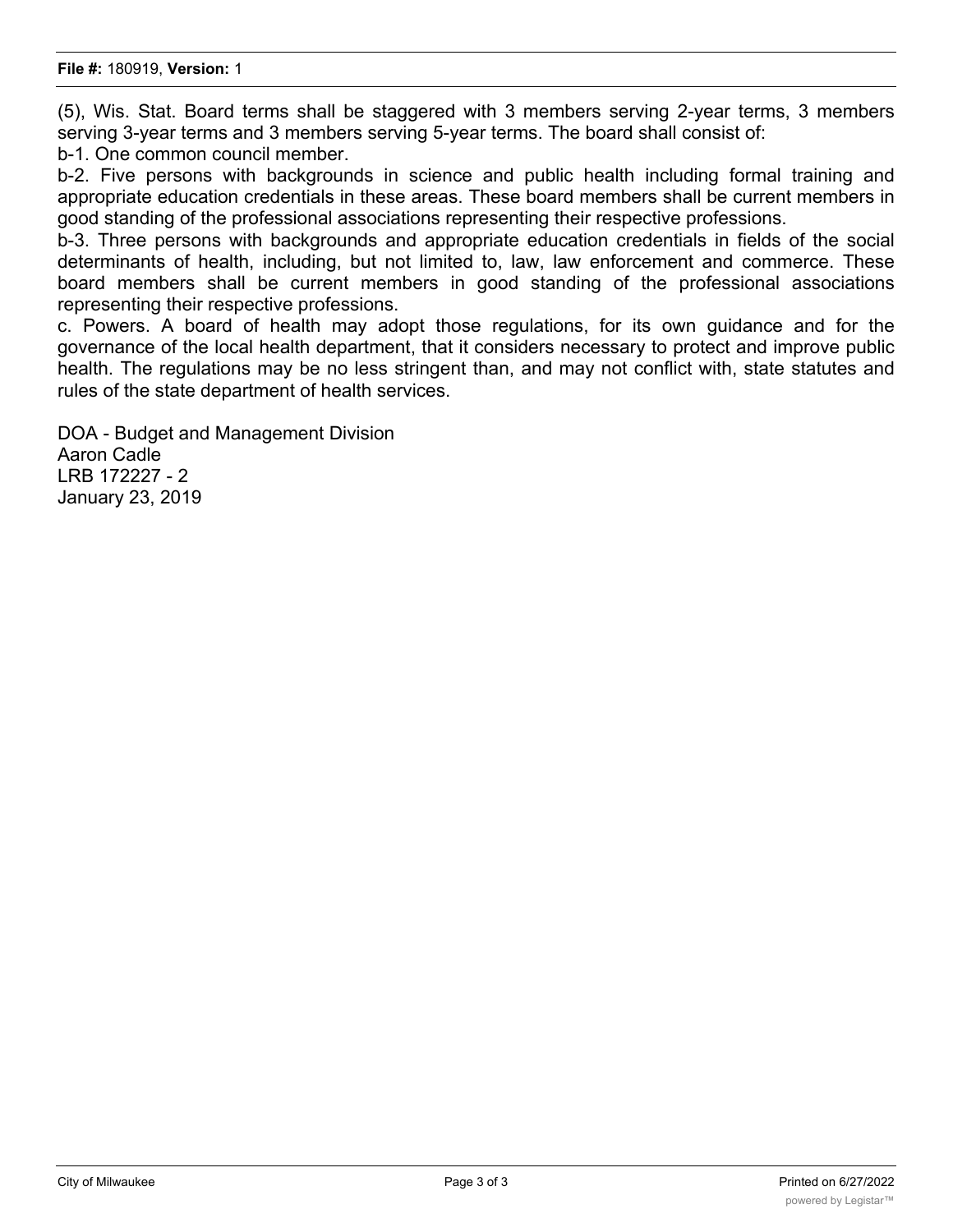(5), Wis. Stat. Board terms shall be staggered with 3 members serving 2-year terms, 3 members serving 3-year terms and 3 members serving 5-year terms. The board shall consist of:

b-1. One common council member.

b-2. Five persons with backgrounds in science and public health including formal training and appropriate education credentials in these areas. These board members shall be current members in good standing of the professional associations representing their respective professions.

b-3. Three persons with backgrounds and appropriate education credentials in fields of the social determinants of health, including, but not limited to, law, law enforcement and commerce. These board members shall be current members in good standing of the professional associations representing their respective professions.

c. Powers. A board of health may adopt those regulations, for its own guidance and for the governance of the local health department, that it considers necessary to protect and improve public health. The regulations may be no less stringent than, and may not conflict with, state statutes and rules of the state department of health services.

DOA - Budget and Management Division
Aaron Cadle
LRB 172227 - 2
January 23, 2019